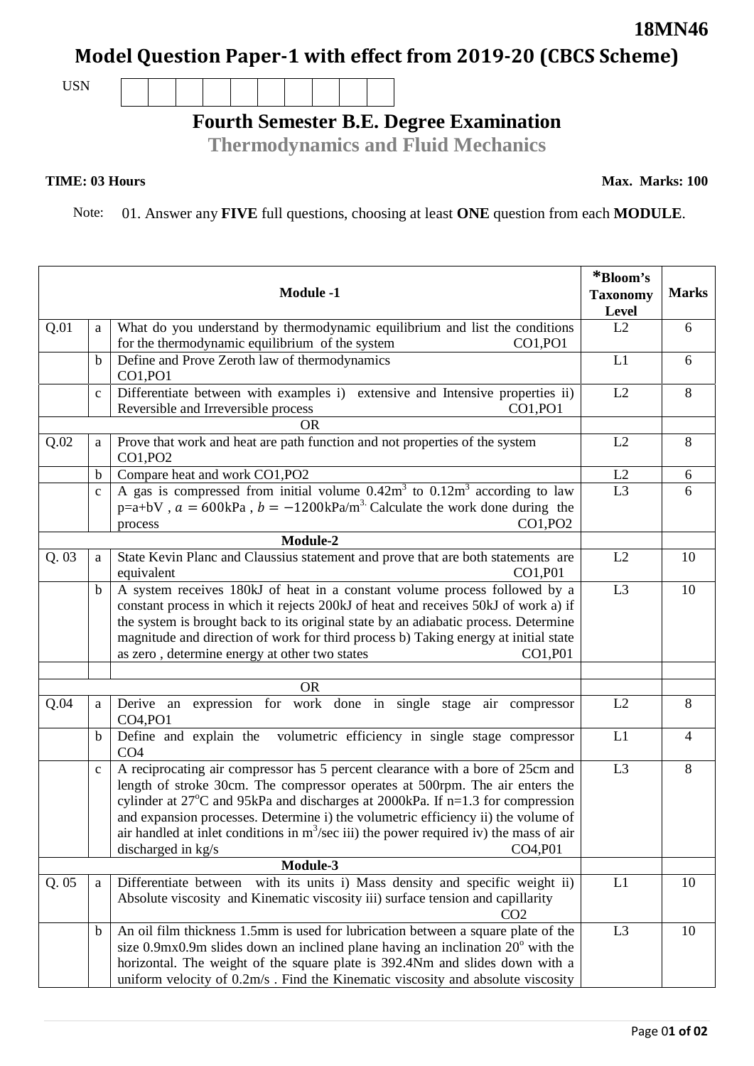**18MN46**

# Model Question Paper-1 with effect from 2019-20 (CBCS Scheme)

USN | | | | | | | | | |

## Fourth Semester B.E. Degree Examination

### Thermodynamics and Fluid Mechanics

**TIME: 03 Hours** **Max. Marks: 100**

Note: 01. Answer any **FIVE** full questions, choosing at least **ONE** question from each **MODULE**.

| | | **Module -1** | ***Bloom's Taxonomy Level** | **Marks** |
|---|---|---|---|---|
| Q.01 | a | What do you understand by thermodynamic equilibrium and list the conditions for the thermodynamic equilibrium of the system CO1,PO1 | L2 | 6 |
| | b | Define and Prove Zeroth law of thermodynamics CO1,PO1 | L1 | 6 |
| | c | Differentiate between with examples i) extensive and Intensive properties ii) Reversible and Irreversible process CO1,PO1 | L2 | 8 |
| | | OR | | |
| Q.02 | a | Prove that work and heat are path function and not properties of the system CO1,PO2 | L2 | 8 |
| | b | Compare heat and work CO1,PO2 | L2 | 6 |
| | c | A gas is compressed from initial volume $0.42m^3$ to $0.12m^3$ according to law p=a+bV , $a = 600$kPa , $b = -1200$kPa/m$^3$. Calculate the work done during the process CO1,PO2 | L3 | 6 |
| | | **Module-2** | | |
| Q. 03 | a | State Kevin Planc and Claussius statement and prove that are both statements are equivalent CO1,P01 | L2 | 10 |
| | b | A system receives 180kJ of heat in a constant volume process followed by a constant process in which it rejects 200kJ of heat and receives 50kJ of work a) if the system is brought back to its original state by an adiabatic process. Determine magnitude and direction of work for third process b) Taking energy at initial state as zero , determine energy at other two states CO1,P01 | L3 | 10 |
| | | | | |
| | | OR | | |
| Q.04 | a | Derive an expression for work done in single stage air compressor CO4,PO1 | L2 | 8 |
| | b | Define and explain the volumetric efficiency in single stage compressor CO4 | L1 | 4 |
| | c | A reciprocating air compressor has 5 percent clearance with a bore of 25cm and length of stroke 30cm. The compressor operates at 500rpm. The air enters the cylinder at $27^oC$ and 95kPa and discharges at 2000kPa. If n=1.3 for compression and expansion processes. Determine i) the volumetric efficiency ii) the volume of air handled at inlet conditions in $m^3$/sec iii) the power required iv) the mass of air discharged in kg/s CO4,P01 | L3 | 8 |
| | | **Module-3** | | |
| Q. 05 | a | Differentiate between with its units i) Mass density and specific weight ii) Absolute viscosity and Kinematic viscosity iii) surface tension and capillarity CO2 | L1 | 10 |
| | b | An oil film thickness 1.5mm is used for lubrication between a square plate of the size 0.9mx0.9m slides down an inclined plane having an inclination $20^o$ with the horizontal. The weight of the square plate is 392.4Nm and slides down with a uniform velocity of 0.2m/s . Find the Kinematic viscosity and absolute viscosity | L3 | 10 |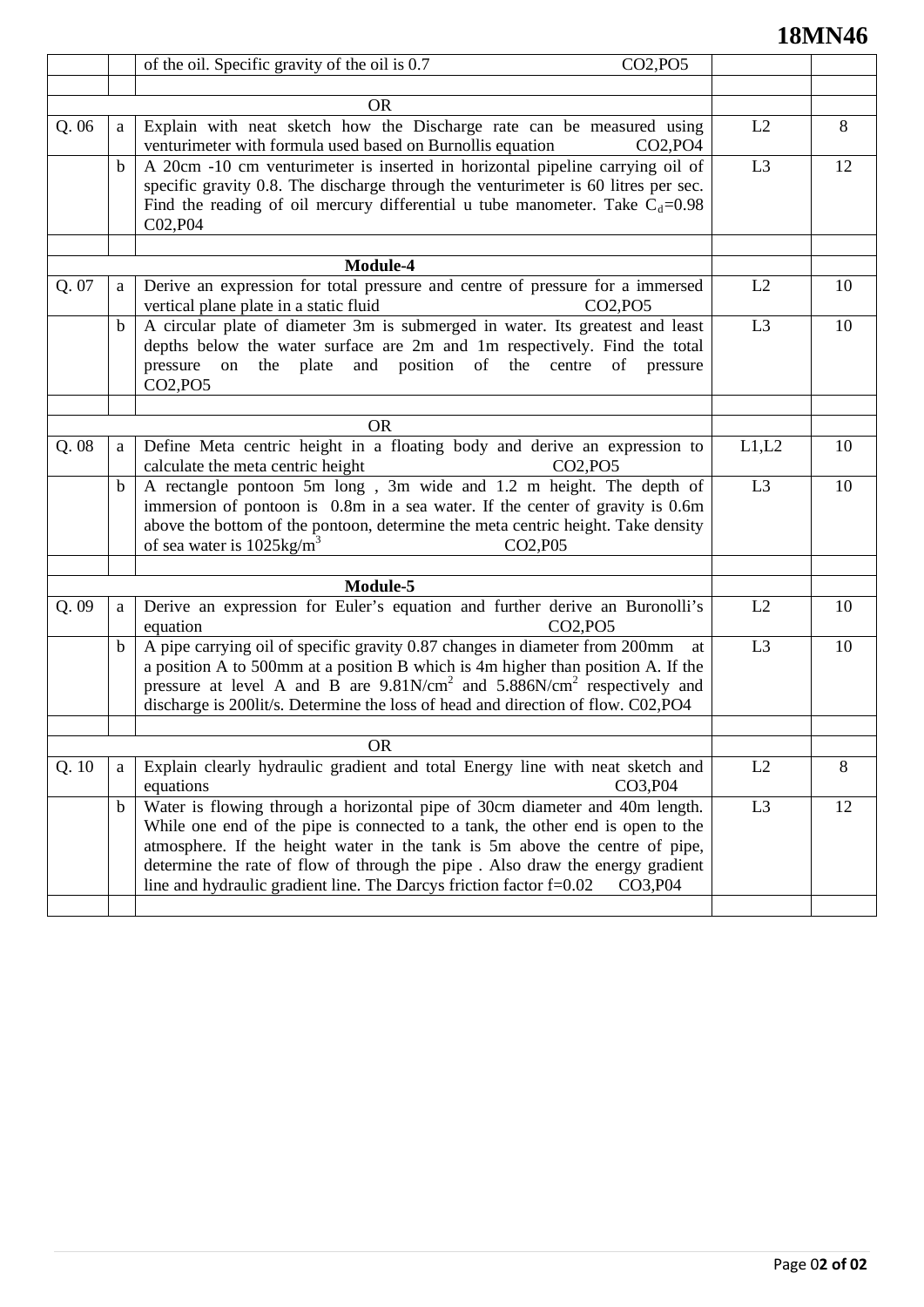| | | | | |
|---|---|---|---|---|
| | | of the oil. Specific gravity of the oil is 0.7 CO2,PO5 | | |
| | | | | |
| OR | | | | |
| Q. 06 | a | Explain with neat sketch how the Discharge rate can be measured using venturimeter with formula used based on Burnollis equation CO2,PO4 | L2 | 8 |
| | b | A 20cm -10 cm venturimeter is inserted in horizontal pipeline carrying oil of specific gravity 0.8. The discharge through the venturimeter is 60 litres per sec. Find the reading of oil mercury differential u tube manometer. Take $C_d$=0.98 C02,P04 | L3 | 12 |
| | | | | |
| **Module-4** | | | | |
| Q. 07 | a | Derive an expression for total pressure and centre of pressure for a immersed vertical plane plate in a static fluid CO2,PO5 | L2 | 10 |
| | b | A circular plate of diameter 3m is submerged in water. Its greatest and least depths below the water surface are 2m and 1m respectively. Find the total pressure on the plate and position of the centre of pressure CO2,PO5 | L3 | 10 |
| | | | | |
| OR | | | | |
| Q. 08 | a | Define Meta centric height in a floating body and derive an expression to calculate the meta centric height CO2,PO5 | L1,L2 | 10 |
| | b | A rectangle pontoon 5m long , 3m wide and 1.2 m height. The depth of immersion of pontoon is 0.8m in a sea water. If the center of gravity is 0.6m above the bottom of the pontoon, determine the meta centric height. Take density of sea water is 1025kg/m$^3$ CO2,P05 | L3 | 10 |
| | | | | |
| **Module-5** | | | | |
| Q. 09 | a | Derive an expression for Euler's equation and further derive an Buronolli's equation CO2,PO5 | L2 | 10 |
| | b | A pipe carrying oil of specific gravity 0.87 changes in diameter from 200mm at a position A to 500mm at a position B which is 4m higher than position A. If the pressure at level A and B are 9.81N/cm$^2$ and 5.886N/cm$^2$ respectively and discharge is 200lit/s. Determine the loss of head and direction of flow. C02,PO4 | L3 | 10 |
| | | | | |
| OR | | | | |
| Q. 10 | a | Explain clearly hydraulic gradient and total Energy line with neat sketch and equations CO3,P04 | L2 | 8 |
| | b | Water is flowing through a horizontal pipe of 30cm diameter and 40m length. While one end of the pipe is connected to a tank, the other end is open to the atmosphere. If the height water in the tank is 5m above the centre of pipe, determine the rate of flow of through the pipe . Also draw the energy gradient line and hydraulic gradient line. The Darcys friction factor f=0.02 CO3,P04 | L3 | 12 |
| | | | | |